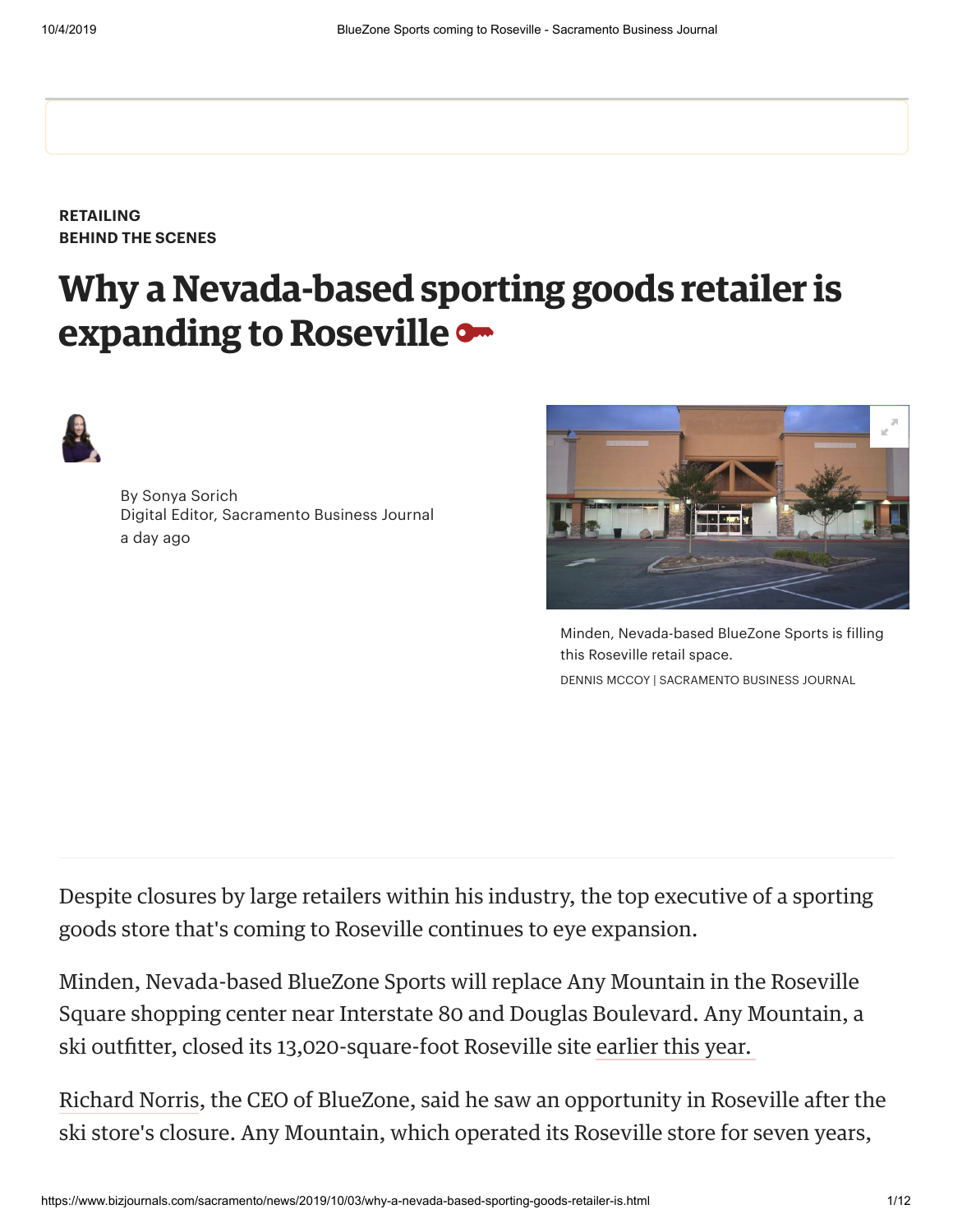RETAILING
BEHIND THE SCENES

# Why a Nevada-based sporting goods retailer is expanding to Roseville

By Sonya Sorich
Digital Editor, Sacramento Business Journal
a day ago

Minden, Nevada-based BlueZone Sports is filling this Roseville retail space.
DENNIS MCCOY | SACRAMENTO BUSINESS JOURNAL

Despite closures by large retailers within his industry, the top executive of a sporting goods store that's coming to Roseville continues to eye expansion.

Minden, Nevada-based BlueZone Sports will replace Any Mountain in the Roseville Square shopping center near Interstate 80 and Douglas Boulevard. Any Mountain, a ski outfitter, closed its 13,020-square-foot Roseville site earlier this year.

Richard Norris, the CEO of BlueZone, said he saw an opportunity in Roseville after the ski store's closure. Any Mountain, which operated its Roseville store for seven years,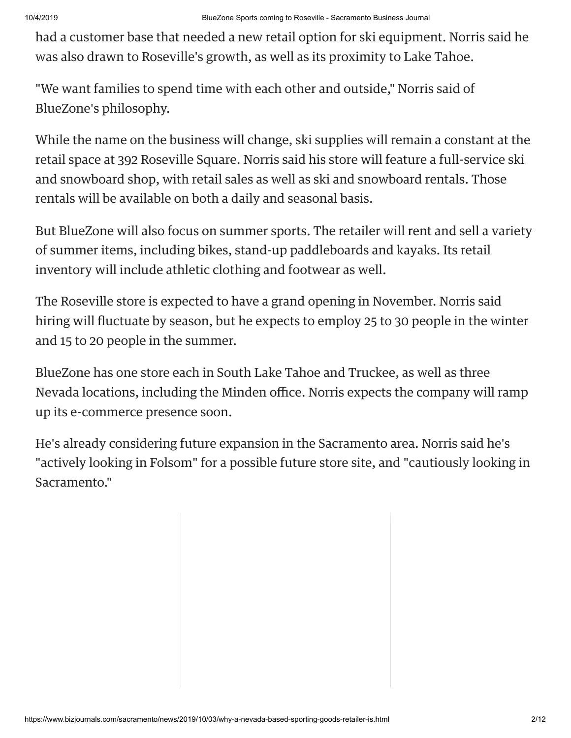had a customer base that needed a new retail option for ski equipment. Norris said he was also drawn to Roseville's growth, as well as its proximity to Lake Tahoe.

"We want families to spend time with each other and outside," Norris said of BlueZone's philosophy.

While the name on the business will change, ski supplies will remain a constant at the retail space at 392 Roseville Square. Norris said his store will feature a full-service ski and snowboard shop, with retail sales as well as ski and snowboard rentals. Those rentals will be available on both a daily and seasonal basis.

But BlueZone will also focus on summer sports. The retailer will rent and sell a variety of summer items, including bikes, stand-up paddleboards and kayaks. Its retail inventory will include athletic clothing and footwear as well.

The Roseville store is expected to have a grand opening in November. Norris said hiring will fluctuate by season, but he expects to employ 25 to 30 people in the winter and 15 to 20 people in the summer.

BlueZone has one store each in South Lake Tahoe and Truckee, as well as three Nevada locations, including the Minden office. Norris expects the company will ramp up its e-commerce presence soon.

He's already considering future expansion in the Sacramento area. Norris said he's "actively looking in Folsom" for a possible future store site, and "cautiously looking in Sacramento."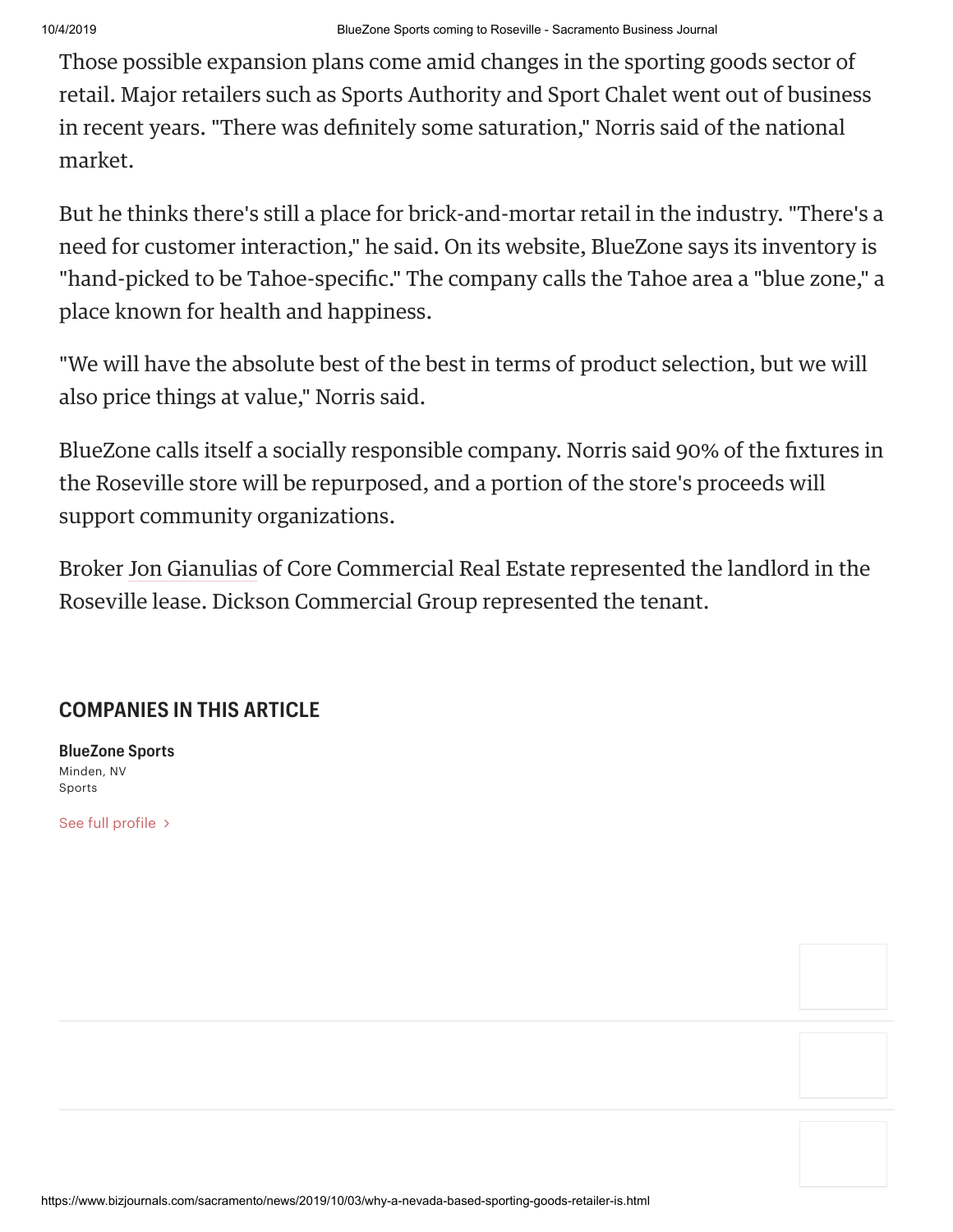Those possible expansion plans come amid changes in the sporting goods sector of retail. Major retailers such as Sports Authority and Sport Chalet went out of business in recent years. "There was definitely some saturation," Norris said of the national market.

But he thinks there's still a place for brick-and-mortar retail in the industry. "There's a need for customer interaction," he said. On its website, BlueZone says its inventory is "hand-picked to be Tahoe-specific." The company calls the Tahoe area a "blue zone," a place known for health and happiness.

"We will have the absolute best of the best in terms of product selection, but we will also price things at value," Norris said.

BlueZone calls itself a socially responsible company. Norris said 90% of the fixtures in the Roseville store will be repurposed, and a portion of the store's proceeds will support community organizations.

Broker Jon Gianulias of Core Commercial Real Estate represented the landlord in the Roseville lease. Dickson Commercial Group represented the tenant.

## COMPANIES IN THIS ARTICLE

**BlueZone Sports**
Minden, NV
Sports

See full profile >